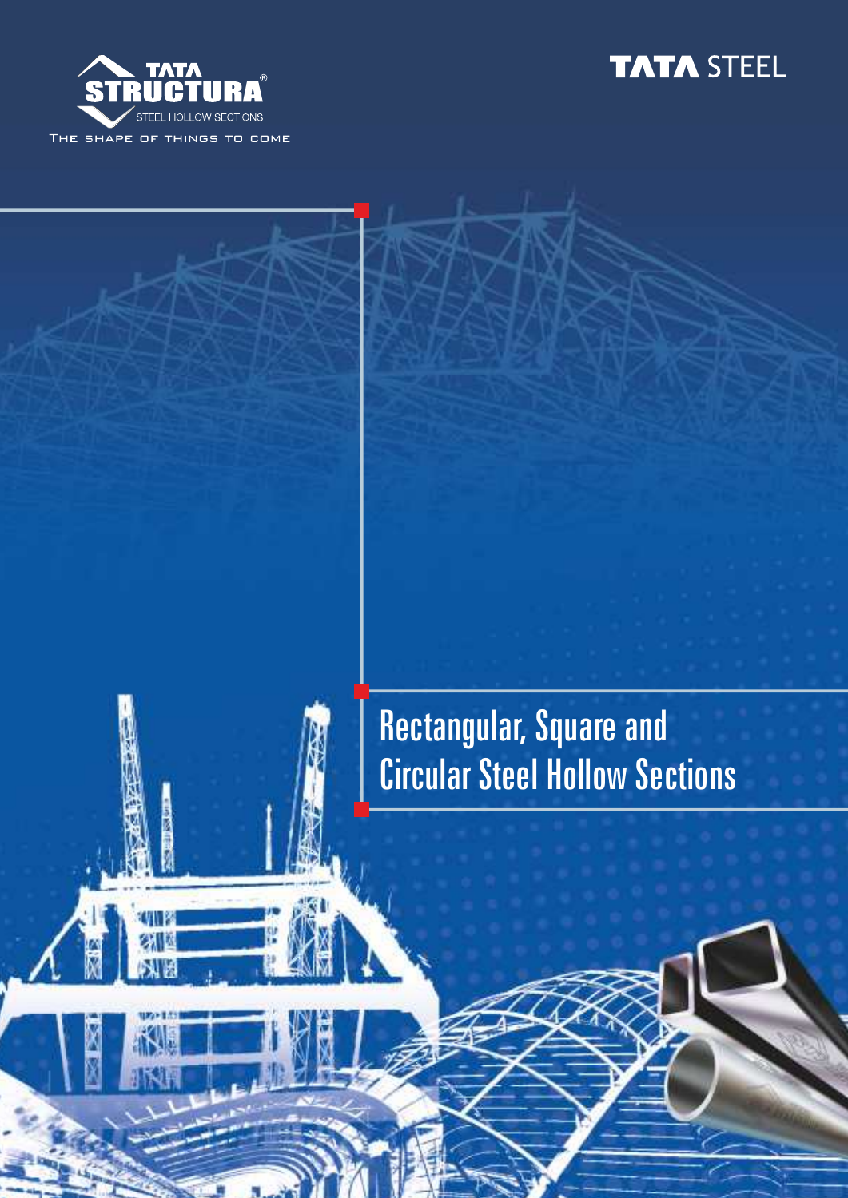TATA STRUCTURA®

STEEL HOLLOW SECTIONS

THE SHAPE OF THINGS TO COME

TATA STEEL

# Rectangular, Square and Circular Steel Hollow Sections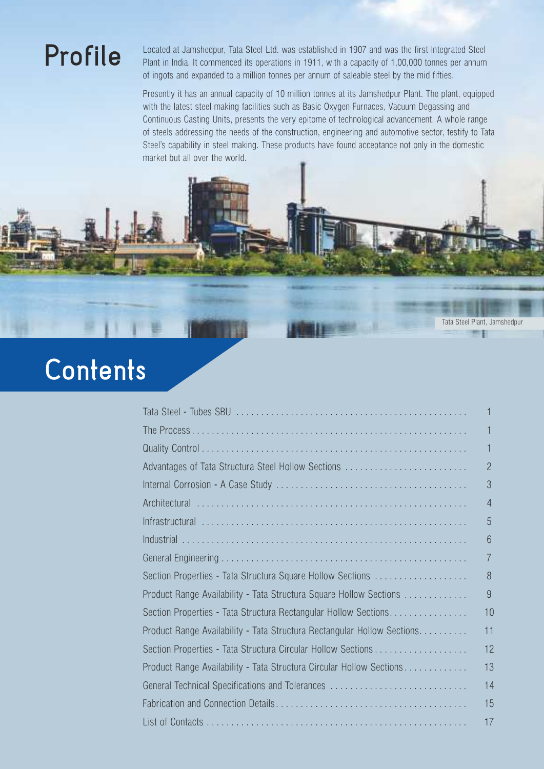# Profile

Located at Jamshedpur, Tata Steel Ltd. was established in 1907 and was the first Integrated Steel Plant in India. It commenced its operations in 1911, with a capacity of 1,00,000 tonnes per annum of ingots and expanded to a million tonnes per annum of saleable steel by the mid fifties.

Presently it has an annual capacity of 10 million tonnes at its Jamshedpur Plant. The plant, equipped with the latest steel making facilities such as Basic Oxygen Furnaces, Vacuum Degassing and Continuous Casting Units, presents the very epitome of technological advancement. A whole range of steels addressing the needs of the construction, engineering and automotive sector, testify to Tata Steel's capability in steel making. These products have found acceptance not only in the domestic market but all over the world.

Tata Steel Plant, Jamshedpur

# Contents

| | |
|---|---|
| Tata Steel - Tubes SBU | 1 |
| The Process | 1 |
| Quality Control | 1 |
| Advantages of Tata Structura Steel Hollow Sections | 2 |
| Internal Corrosion - A Case Study | 3 |
| Architectural | 4 |
| Infrastructural | 5 |
| Industrial | 6 |
| General Engineering | 7 |
| Section Properties - Tata Structura Square Hollow Sections | 8 |
| Product Range Availability - Tata Structura Square Hollow Sections | 9 |
| Section Properties - Tata Structura Rectangular Hollow Sections | 10 |
| Product Range Availability - Tata Structura Rectangular Hollow Sections | 11 |
| Section Properties - Tata Structura Circular Hollow Sections | 12 |
| Product Range Availability - Tata Structura Circular Hollow Sections | 13 |
| General Technical Specifications and Tolerances | 14 |
| Fabrication and Connection Details | 15 |
| List of Contacts | 17 |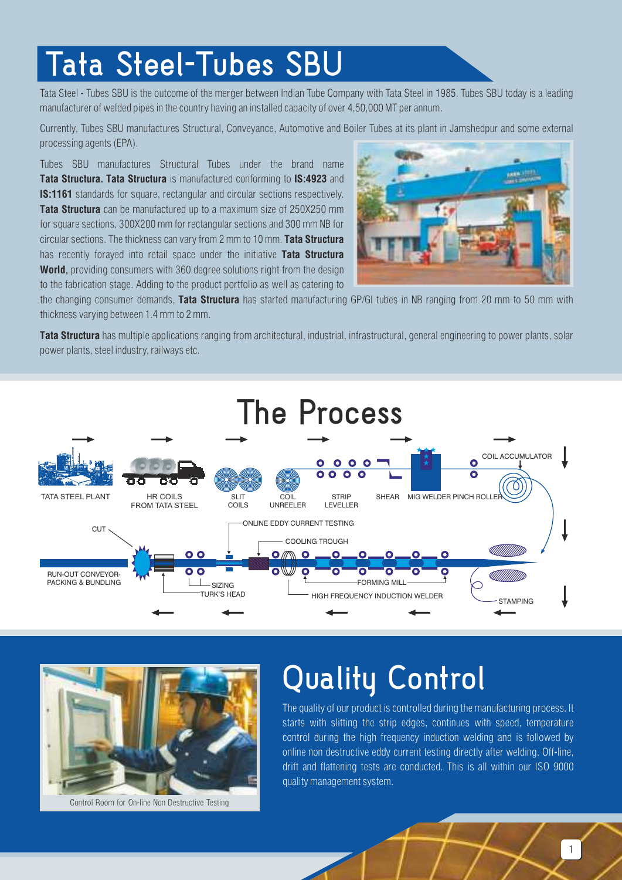# Tata Steel-Tubes SBU

Tata Steel - Tubes SBU is the outcome of the merger between Indian Tube Company with Tata Steel in 1985. Tubes SBU today is a leading manufacturer of welded pipes in the country having an installed capacity of over 4,50,000 MT per annum.

Currently, Tubes SBU manufactures Structural, Conveyance, Automotive and Boiler Tubes at its plant in Jamshedpur and some external processing agents (EPA).

Tubes SBU manufactures Structural Tubes under the brand name **Tata Structura. Tata Structura** is manufactured conforming to **IS:4923** and **IS:1161** standards for square, rectangular and circular sections respectively. **Tata Structura** can be manufactured up to a maximum size of 250X250 mm for square sections, 300X200 mm for rectangular sections and 300 mm NB for circular sections. The thickness can vary from 2 mm to 10 mm. **Tata Structura** has recently forayed into retail space under the initiative **Tata Structura World,** providing consumers with 360 degree solutions right from the design to the fabrication stage. Adding to the product portfolio as well as catering to the changing consumer demands, **Tata Structura** has started manufacturing GP/GI tubes in NB ranging from 20 mm to 50 mm with thickness varying between 1.4 mm to 2 mm.

**Tata Structura** has multiple applications ranging from architectural, industrial, infrastructural, general engineering to power plants, solar power plants, steel industry, railways etc.

## The Process

TATA STEEL PLANT → HR COILS FROM TATA STEEL → SLIT COILS → COIL UNREELER → STRIP LEVELLER → SHEAR → MIG WELDER PINCH ROLLER → COIL ACCUMULATOR → STAMPING → FORMING MILL → HIGH FREQUENCY INDUCTION WELDER → COOLING TROUGH → ONLINE EDDY CURRENT TESTING → SIZING → TURK'S HEAD → CUT → RUN-OUT CONVEYOR-PACKING & BUNDLING

## Quality Control

The quality of our product is controlled during the manufacturing process. It starts with slitting the strip edges, continues with speed, temperature control during the high frequency induction welding and is followed by online non destructive eddy current testing directly after welding. Off-line, drift and flattening tests are conducted. This is all within our ISO 9000 quality management system.

Control Room for On-line Non Destructive Testing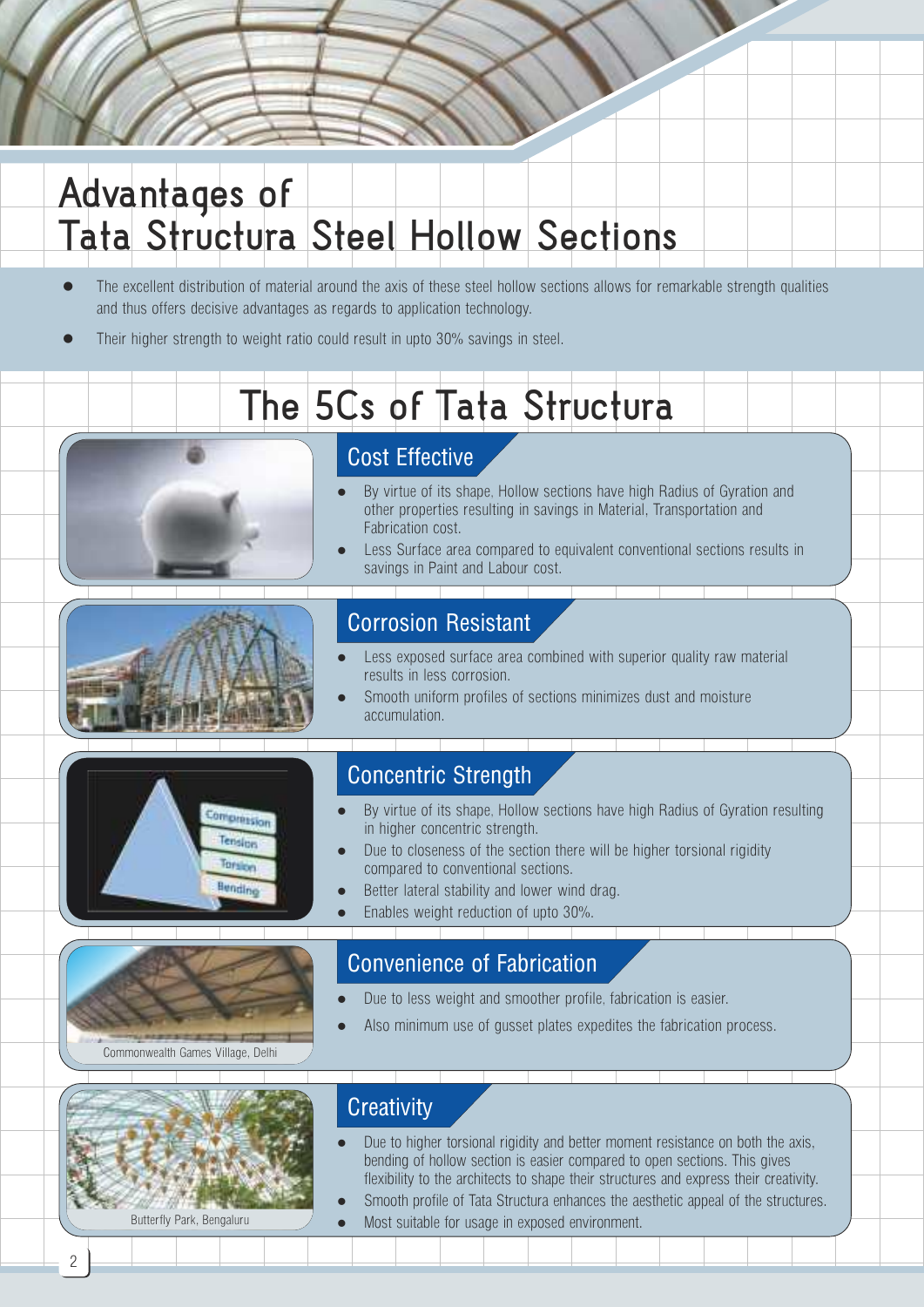# Advantages of Tata Structura Steel Hollow Sections

- The excellent distribution of material around the axis of these steel hollow sections allows for remarkable strength qualities and thus offers decisive advantages as regards to application technology.
- Their higher strength to weight ratio could result in upto 30% savings in steel.

# The 5Cs of Tata Structura

## Cost Effective

- By virtue of its shape, Hollow sections have high Radius of Gyration and other properties resulting in savings in Material, Transportation and Fabrication cost.
- Less Surface area compared to equivalent conventional sections results in savings in Paint and Labour cost.

## Corrosion Resistant

- Less exposed surface area combined with superior quality raw material results in less corrosion.
- Smooth uniform profiles of sections minimizes dust and moisture accumulation.

## Concentric Strength

- By virtue of its shape, Hollow sections have high Radius of Gyration resulting in higher concentric strength.
- Due to closeness of the section there will be higher torsional rigidity compared to conventional sections.
- Better lateral stability and lower wind drag.
- Enables weight reduction of upto 30%.

## Convenience of Fabrication

- Due to less weight and smoother profile, fabrication is easier.
- Also minimum use of gusset plates expedites the fabrication process.

Commonwealth Games Village, Delhi

## Creativity

- Due to higher torsional rigidity and better moment resistance on both the axis, bending of hollow section is easier compared to open sections. This gives flexibility to the architects to shape their structures and express their creativity.
- Smooth profile of Tata Structura enhances the aesthetic appeal of the structures.
- Most suitable for usage in exposed environment.

Butterfly Park, Bengaluru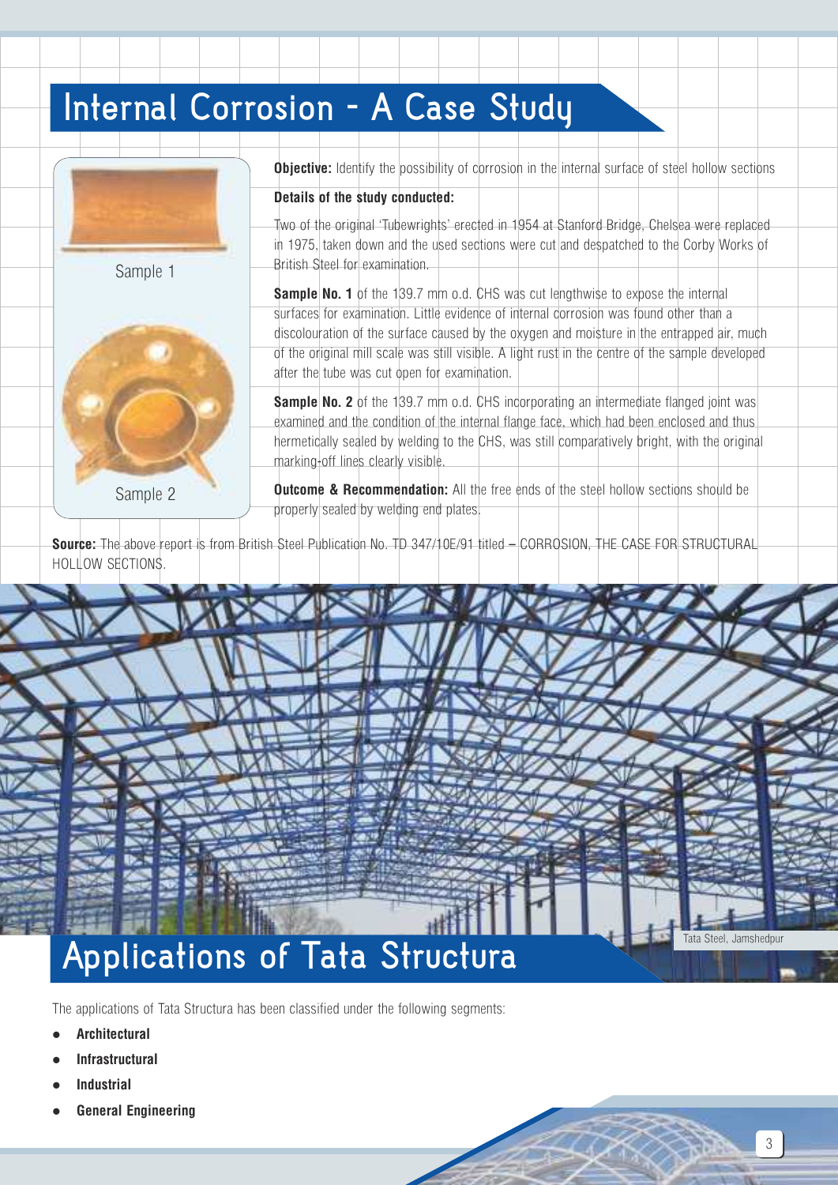# Internal Corrosion - A Case Study

Sample 1

Sample 2

**Objective:** Identify the possibility of corrosion in the internal surface of steel hollow sections

**Details of the study conducted:**

Two of the original 'Tubewrights' erected in 1954 at Stanford Bridge, Chelsea were replaced in 1975, taken down and the used sections were cut and despatched to the Corby Works of British Steel for examination.

**Sample No. 1** of the 139.7 mm o.d. CHS was cut lengthwise to expose the internal surfaces for examination. Little evidence of internal corrosion was found other than a discolouration of the surface caused by the oxygen and moisture in the entrapped air, much of the original mill scale was still visible. A light rust in the centre of the sample developed after the tube was cut open for examination.

**Sample No. 2** of the 139.7 mm o.d. CHS incorporating an intermediate flanged joint was examined and the condition of the internal flange face, which had been enclosed and thus hermetically sealed by welding to the CHS, was still comparatively bright, with the original marking-off lines clearly visible.

**Outcome & Recommendation:** All the free ends of the steel hollow sections should be properly sealed by welding end plates.

**Source:** The above report is from British Steel Publication No. TD 347/10E/91 titled – CORROSION, THE CASE FOR STRUCTURAL HOLLOW SECTIONS.

Tata Steel, Jamshedpur

# Applications of Tata Structura

The applications of Tata Structura has been classified under the following segments:

- **Architectural**
- **Infrastructural**
- **Industrial**
- **General Engineering**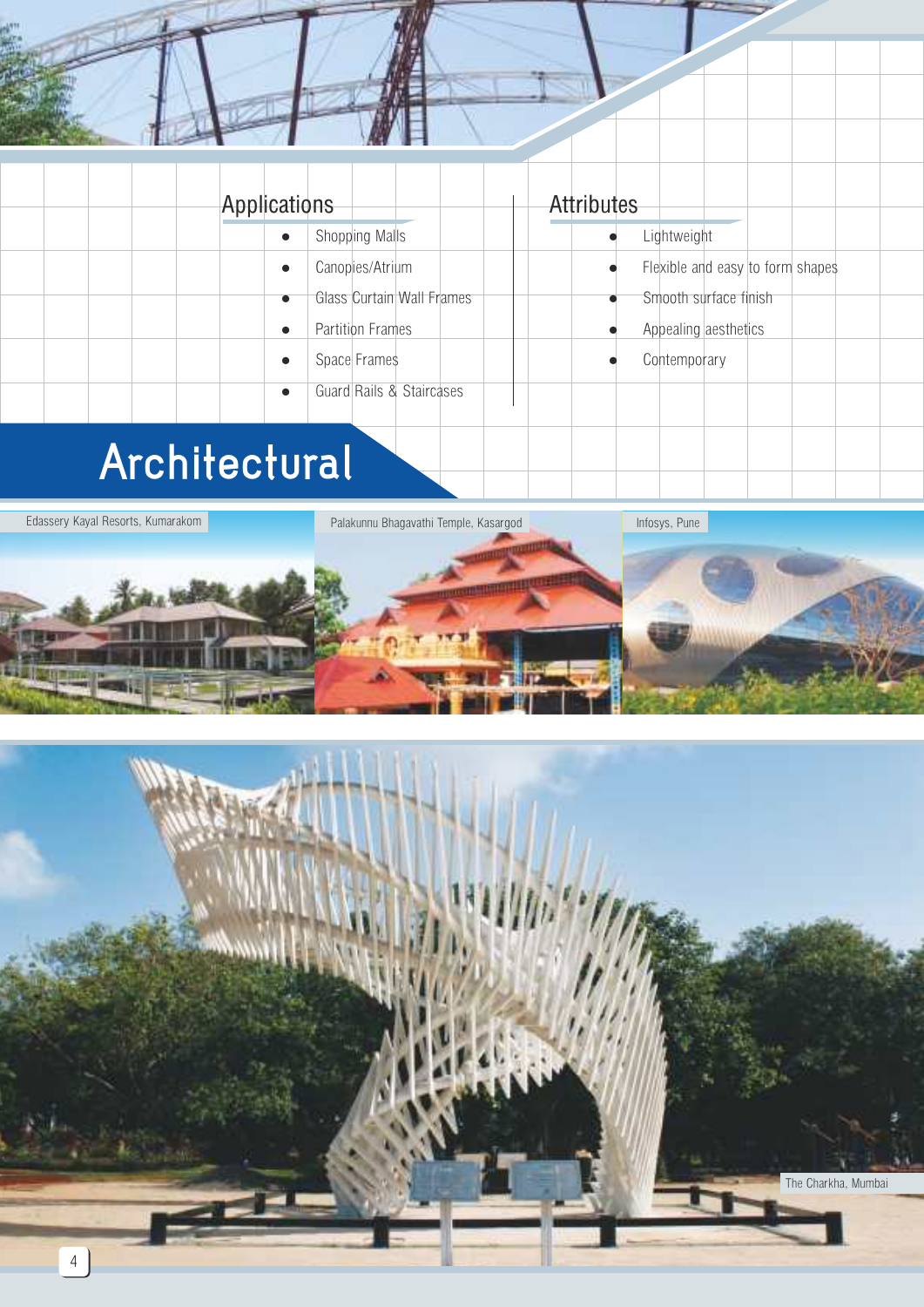## Applications

- Shopping Malls
- Canopies/Atrium
- Glass Curtain Wall Frames
- Partition Frames
- Space Frames
- Guard Rails & Staircases

## Attributes

- Lightweight
- Flexible and easy to form shapes
- Smooth surface finish
- Appealing aesthetics
- Contemporary

# Architectural

Edassery Kayal Resorts, Kumarakom

Palakunnu Bhagavathi Temple, Kasargod

Infosys, Pune

The Charkha, Mumbai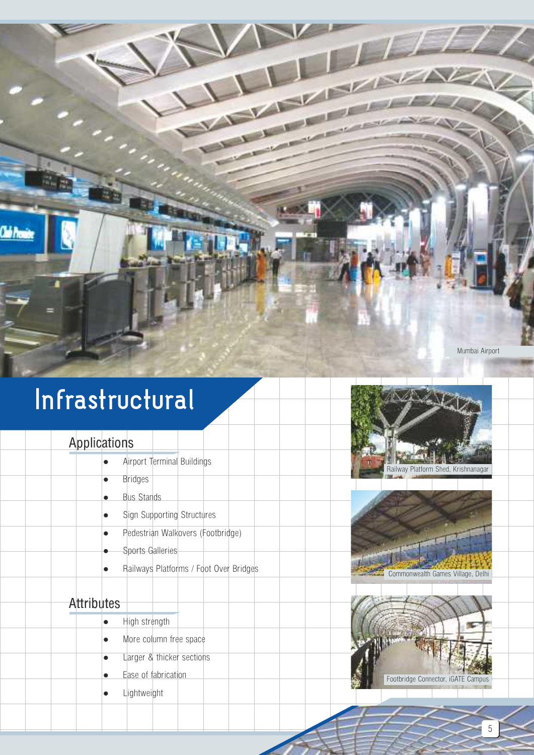Mumbai Airport

# Infrastructural

## Applications

- Airport Terminal Buildings
- Bridges
- Bus Stands
- Sign Supporting Structures
- Pedestrian Walkovers (Footbridge)
- Sports Galleries
- Railways Platforms / Foot Over Bridges

## Attributes

- High strength
- More column free space
- Larger & thicker sections
- Ease of fabrication
- Lightweight

Railway Platform Shed, Krishnanagar

Commonwealth Games Village, Delhi

Footbridge Connector, iGATE Campus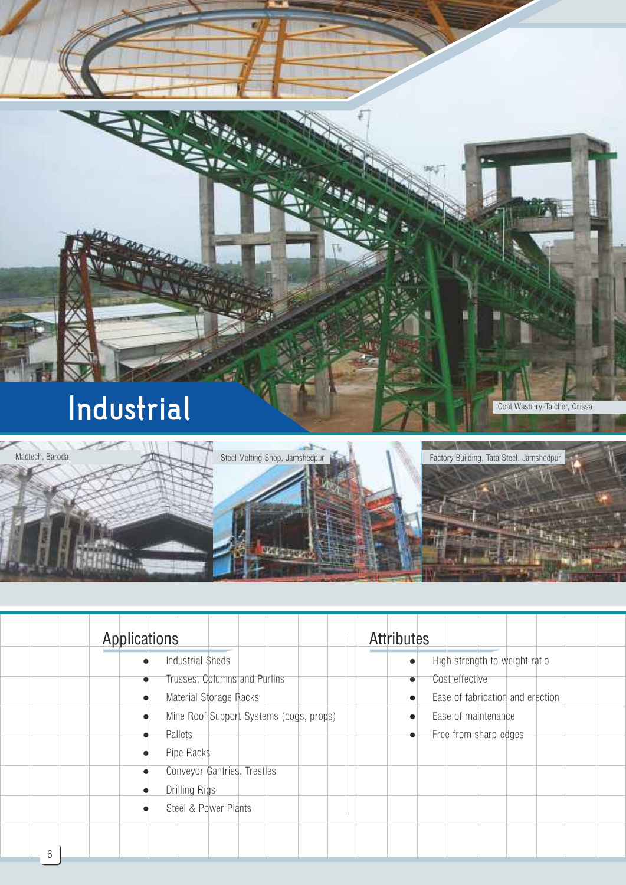# Industrial

Coal Washery-Talcher, Orissa

Mactech, Baroda

Steel Melting Shop, Jamshedpur

Factory Building, Tata Steel, Jamshedpur

## Applications

- Industrial Sheds
- Trusses, Columns and Purlins
- Material Storage Racks
- Mine Roof Support Systems (cogs, props)
- Pallets
- Pipe Racks
- Conveyor Gantries, Trestles
- Drilling Rigs
- Steel & Power Plants

## Attributes

- High strength to weight ratio
- Cost effective
- Ease of fabrication and erection
- Ease of maintenance
- Free from sharp edges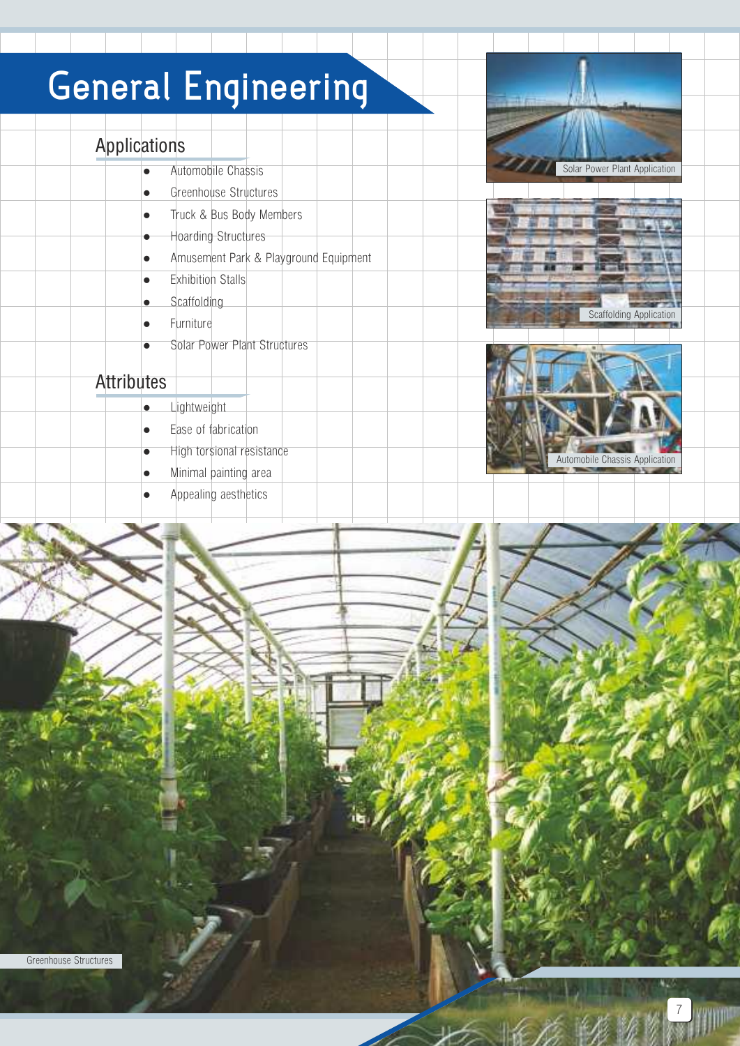# General Engineering

## Applications

- Automobile Chassis
- Greenhouse Structures
- Truck & Bus Body Members
- Hoarding Structures
- Amusement Park & Playground Equipment
- Exhibition Stalls
- Scaffolding
- Furniture
- Solar Power Plant Structures

## Attributes

- Lightweight
- Ease of fabrication
- High torsional resistance
- Minimal painting area
- Appealing aesthetics

Solar Power Plant Application

Scaffolding Application

Automobile Chassis Application

Greenhouse Structures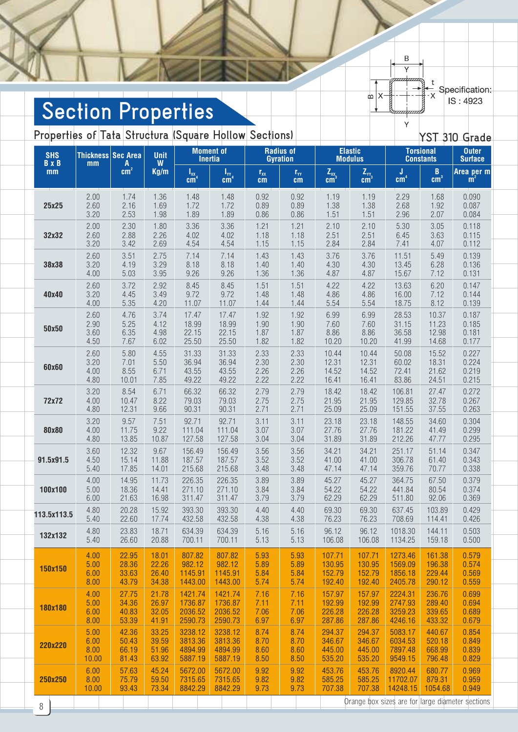# Section Properties

Specification: IS : 4923

## Properties of Tata Structura (Square Hollow Sections)

YST 310 Grade

| SHS B x B mm | Thickness mm | Sec Area A $cm^2$ | Unit W Kg/m | Moment of Inertia $I_{xx}$ $cm^4$ | Moment of Inertia $I_{YY}$ $cm^4$ | Radius of Gyration $r_{xx}$ cm | Radius of Gyration $r_{YY}$ cm | Elastic Modulus $Z_{xx}$ $cm^3$ | Elastic Modulus $Z_{YY}$ $cm^3$ | Torsional Constants J $cm^4$ | Torsional Constants B $cm^3$ | Outer Surface Area per m $m^2$ |
|---|---|---|---|---|---|---|---|---|---|---|---|---|
| 25x25 | 2.00 | 1.74 | 1.36 | 1.48 | 1.48 | 0.92 | 0.92 | 1.19 | 1.19 | 2.29 | 1.68 | 0.090 |
| | 2.60 | 2.16 | 1.69 | 1.72 | 1.72 | 0.89 | 0.89 | 1.38 | 1.38 | 2.68 | 1.92 | 0.087 |
| | 3.20 | 2.53 | 1.98 | 1.89 | 1.89 | 0.86 | 0.86 | 1.51 | 1.51 | 2.96 | 2.07 | 0.084 |
| 32x32 | 2.00 | 2.30 | 1.80 | 3.36 | 3.36 | 1.21 | 1.21 | 2.10 | 2.10 | 5.30 | 3.05 | 0.118 |
| | 2.60 | 2.88 | 2.26 | 4.02 | 4.02 | 1.18 | 1.18 | 2.51 | 2.51 | 6.45 | 3.63 | 0.115 |
| | 3.20 | 3.42 | 2.69 | 4.54 | 4.54 | 1.15 | 1.15 | 2.84 | 2.84 | 7.41 | 4.07 | 0.112 |
| 38x38 | 2.60 | 3.51 | 2.75 | 7.14 | 7.14 | 1.43 | 1.43 | 3.76 | 3.76 | 11.51 | 5.49 | 0.139 |
| | 3.20 | 4.19 | 3.29 | 8.18 | 8.18 | 1.40 | 1.40 | 4.30 | 4.30 | 13.45 | 6.28 | 0.136 |
| | 4.00 | 5.03 | 3.95 | 9.26 | 9.26 | 1.36 | 1.36 | 4.87 | 4.87 | 15.67 | 7.12 | 0.131 |
| 40x40 | 2.60 | 3.72 | 2.92 | 8.45 | 8.45 | 1.51 | 1.51 | 4.22 | 4.22 | 13.63 | 6.20 | 0.147 |
| | 3.20 | 4.45 | 3.49 | 9.72 | 9.72 | 1.48 | 1.48 | 4.86 | 4.86 | 16.00 | 7.12 | 0.144 |
| | 4.00 | 5.35 | 4.20 | 11.07 | 11.07 | 1.44 | 1.44 | 5.54 | 5.54 | 18.75 | 8.12 | 0.139 |
| 50x50 | 2.60 | 4.76 | 3.74 | 17.47 | 17.47 | 1.92 | 1.92 | 6.99 | 6.99 | 28.53 | 10.37 | 0.187 |
| | 2.90 | 5.25 | 4.12 | 18.99 | 18.99 | 1.90 | 1.90 | 7.60 | 7.60 | 31.15 | 11.23 | 0.185 |
| | 3.60 | 6.35 | 4.98 | 22.15 | 22.15 | 1.87 | 1.87 | 8.86 | 8.86 | 36.58 | 12.98 | 0.181 |
| | 4.50 | 7.67 | 6.02 | 25.50 | 25.50 | 1.82 | 1.82 | 10.20 | 10.20 | 41.99 | 14.68 | 0.177 |
| 60x60 | 2.60 | 5.80 | 4.55 | 31.33 | 31.33 | 2.33 | 2.33 | 10.44 | 10.44 | 50.08 | 15.52 | 0.227 |
| | 3.20 | 7.01 | 5.50 | 36.94 | 36.94 | 2.30 | 2.30 | 12.31 | 12.31 | 60.02 | 18.31 | 0.224 |
| | 4.00 | 8.55 | 6.71 | 43.55 | 43.55 | 2.26 | 2.26 | 14.52 | 14.52 | 72.41 | 21.62 | 0.219 |
| | 4.80 | 10.01 | 7.85 | 49.22 | 49.22 | 2.22 | 2.22 | 16.41 | 16.41 | 83.86 | 24.51 | 0.215 |
| 72x72 | 3.20 | 8.54 | 6.71 | 66.32 | 66.32 | 2.79 | 2.79 | 18.42 | 18.42 | 106.81 | 27.47 | 0.272 |
| | 4.00 | 10.47 | 8.22 | 79.03 | 79.03 | 2.75 | 2.75 | 21.95 | 21.95 | 129.85 | 32.78 | 0.267 |
| | 4.80 | 12.31 | 9.66 | 90.31 | 90.31 | 2.71 | 2.71 | 25.09 | 25.09 | 151.55 | 37.55 | 0.263 |
| 80x80 | 3.20 | 9.57 | 7.51 | 92.71 | 92.71 | 3.11 | 3.11 | 23.18 | 23.18 | 148.55 | 34.60 | 0.304 |
| | 4.00 | 11.75 | 9.22 | 111.04 | 111.04 | 3.07 | 3.07 | 27.76 | 27.76 | 181.22 | 41.49 | 0.299 |
| | 4.80 | 13.85 | 10.87 | 127.58 | 127.58 | 3.04 | 3.04 | 31.89 | 31.89 | 212.26 | 47.77 | 0.295 |
| 91.5x91.5 | 3.60 | 12.32 | 9.67 | 156.49 | 156.49 | 3.56 | 3.56 | 34.21 | 34.21 | 251.17 | 51.14 | 0.347 |
| | 4.50 | 15.14 | 11.88 | 187.57 | 187.57 | 3.52 | 3.52 | 41.00 | 41.00 | 306.78 | 61.40 | 0.343 |
| | 5.40 | 17.85 | 14.01 | 215.68 | 215.68 | 3.48 | 3.48 | 47.14 | 47.14 | 359.76 | 70.77 | 0.338 |
| 100x100 | 4.00 | 14.95 | 11.73 | 226.35 | 226.35 | 3.89 | 3.89 | 45.27 | 45.27 | 364.75 | 67.50 | 0.379 |
| | 5.00 | 18.36 | 14.41 | 271.10 | 271.10 | 3.84 | 3.84 | 54.22 | 54.22 | 441.84 | 80.54 | 0.374 |
| | 6.00 | 21.63 | 16.98 | 311.47 | 311.47 | 3.79 | 3.79 | 62.29 | 62.29 | 511.80 | 92.06 | 0.369 |
| 113.5x113.5 | 4.80 | 20.28 | 15.92 | 393.30 | 393.30 | 4.40 | 4.40 | 69.30 | 69.30 | 637.45 | 103.89 | 0.429 |
| | 5.40 | 22.60 | 17.74 | 432.58 | 432.58 | 4.38 | 4.38 | 76.23 | 76.23 | 708.69 | 114.41 | 0.426 |
| 132x132 | 4.80 | 23.83 | 18.71 | 634.39 | 634.39 | 5.16 | 5.16 | 96.12 | 96.12 | 1018.30 | 144.11 | 0.503 |
| | 5.40 | 26.60 | 20.88 | 700.11 | 700.11 | 5.13 | 5.13 | 106.08 | 106.08 | 1134.25 | 159.18 | 0.500 |
| 150x150 | 4.00 | 22.95 | 18.01 | 807.82 | 807.82 | 5.93 | 5.93 | 107.71 | 107.71 | 1273.46 | 161.38 | 0.579 |
| | 5.00 | 28.36 | 22.26 | 982.12 | 982.12 | 5.89 | 5.89 | 130.95 | 130.95 | 1569.09 | 196.38 | 0.574 |
| | 6.00 | 33.63 | 26.40 | 1145.91 | 1145.91 | 5.84 | 5.84 | 152.79 | 152.79 | 1856.18 | 229.44 | 0.569 |
| | 8.00 | 43.79 | 34.38 | 1443.00 | 1443.00 | 5.74 | 5.74 | 192.40 | 192.40 | 2405.78 | 290.12 | 0.559 |
| 180x180 | 4.00 | 27.75 | 21.78 | 1421.74 | 1421.74 | 7.16 | 7.16 | 157.97 | 157.97 | 2224.31 | 236.76 | 0.699 |
| | 5.00 | 34.36 | 26.97 | 1736.87 | 1736.87 | 7.11 | 7.11 | 192.99 | 192.99 | 2747.93 | 289.40 | 0.694 |
| | 6.00 | 40.83 | 32.05 | 2036.52 | 2036.52 | 7.06 | 7.06 | 226.28 | 226.28 | 3259.23 | 339.65 | 0.689 |
| | 8.00 | 53.39 | 41.91 | 2590.73 | 2590.73 | 6.97 | 6.97 | 287.86 | 287.86 | 4246.16 | 433.32 | 0.679 |
| 220x220 | 5.00 | 42.36 | 33.25 | 3238.12 | 3238.12 | 8.74 | 8.74 | 294.37 | 294.37 | 5083.17 | 440.67 | 0.854 |
| | 6.00 | 50.43 | 39.59 | 3813.36 | 3813.36 | 8.70 | 8.70 | 346.67 | 346.67 | 6034.53 | 520.18 | 0.849 |
| | 8.00 | 66.19 | 51.96 | 4894.99 | 4894.99 | 8.60 | 8.60 | 445.00 | 445.00 | 7897.48 | 668.99 | 0.839 |
| | 10.00 | 81.43 | 63.92 | 5887.19 | 5887.19 | 8.50 | 8.50 | 535.20 | 535.20 | 9549.15 | 796.48 | 0.829 |
| 250x250 | 6.00 | 57.63 | 45.24 | 5672.00 | 5672.00 | 9.92 | 9.92 | 453.76 | 453.76 | 8920.44 | 680.77 | 0.969 |
| | 8.00 | 75.79 | 59.50 | 7315.65 | 7315.65 | 9.82 | 9.82 | 585.25 | 585.25 | 11702.07 | 879.31 | 0.959 |
| | 10.00 | 93.43 | 73.34 | 8842.29 | 8842.29 | 9.73 | 9.73 | 707.38 | 707.38 | 14248.15 | 1054.68 | 0.949 |

Orange box sizes are for large diameter sections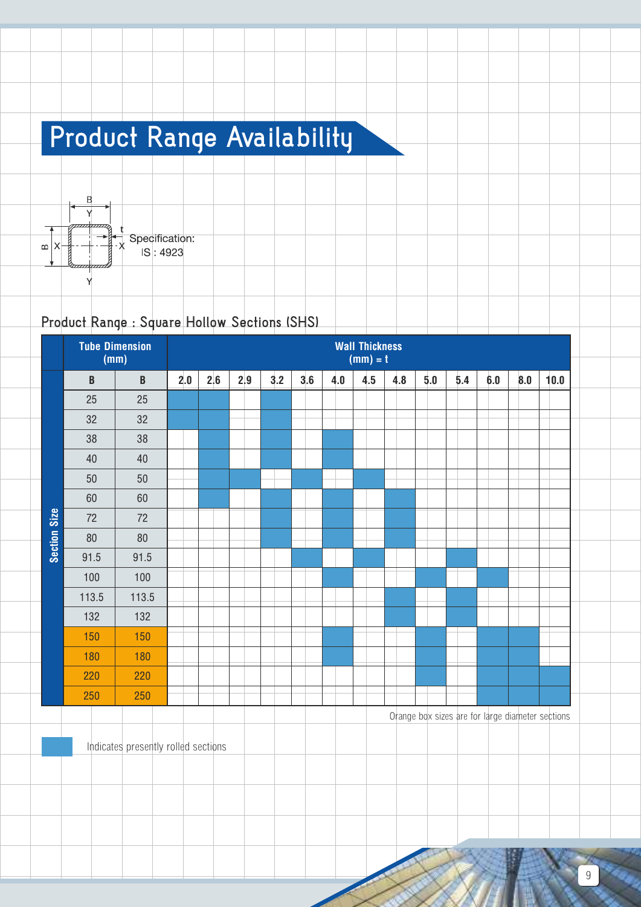# Product Range Availability

Specification:
IS : 4923

## Product Range : Square Hollow Sections (SHS)

| Section Size | Tube Dimension (mm) | | Wall Thickness (mm) = t | | | | | | | | | | | | |
|---|---|---|---|---|---|---|---|---|---|---|---|---|---|---|---|
| | B | B | 2.0 | 2.6 | 2.9 | 3.2 | 3.6 | 4.0 | 4.5 | 4.8 | 5.0 | 5.4 | 6.0 | 8.0 | 10.0 |
| | 25 | 25 | ■ | ■ | | ■ | | | | | | | | | |
| | 32 | 32 | ■ | ■ | | ■ | | | | | | | | | |
| | 38 | 38 | | ■ | | ■ | | ■ | | | | | | | |
| | 40 | 40 | | ■ | | ■ | | ■ | | | | | | | |
| | 50 | 50 | | ■ | ■ | | ■ | | ■ | | | | | | |
| | 60 | 60 | | ■ | | ■ | | ■ | | ■ | | | | | |
| | 72 | 72 | | | | ■ | | ■ | | ■ | | | | | |
| | 80 | 80 | | | | ■ | | ■ | | ■ | | | | | |
| | 91.5 | 91.5 | | | | | ■ | | ■ | | | ■ | | | |
| | 100 | 100 | | | | | | ■ | | | ■ | | ■ | | |
| | 113.5 | 113.5 | | | | | | | | ■ | | ■ | | | |
| | 132 | 132 | | | | | | | | ■ | | ■ | | | |
| | 150 | 150 | | | | | | ■ | | | ■ | | ■ | ■ | |
| | 180 | 180 | | | | | | ■ | | | ■ | | ■ | ■ | |
| | 220 | 220 | | | | | | | | | ■ | | ■ | ■ | ■ |
| | 250 | 250 | | | | | | | | | | | ■ | ■ | ■ |

Orange box sizes are for large diameter sections

■ Indicates presently rolled sections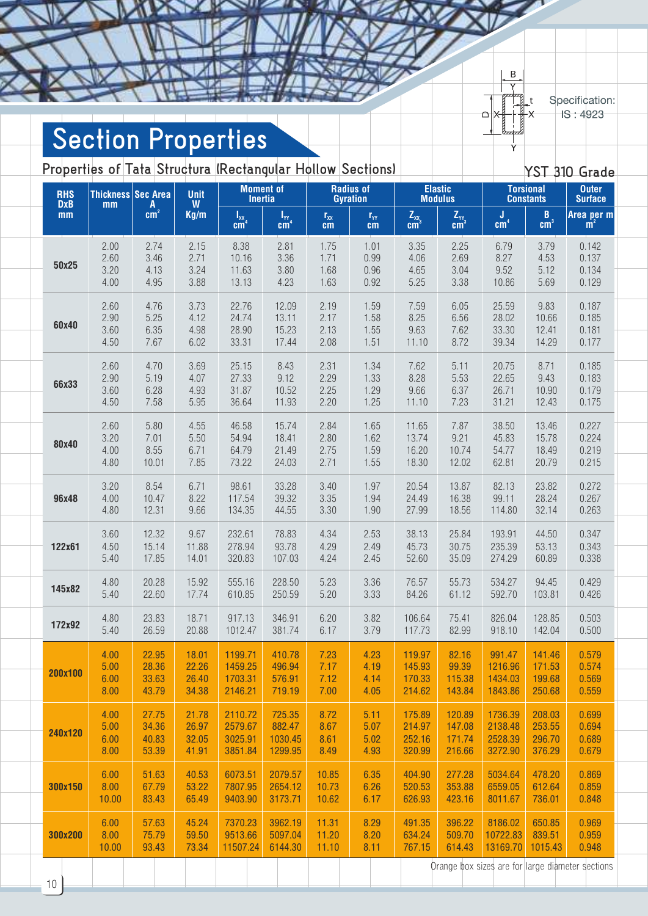# Section Properties

Specification: IS : 4923

## Properties of Tata Structura (Rectangular Hollow Sections)

YST 310 Grade

| RHS DxB mm | Thickness mm | Sec Area A $cm^2$ | Unit W Kg/m | Moment of Inertia $I_{XX}$ $cm^4$ | Moment of Inertia $I_{YY}$ $cm^4$ | Radius of Gyration $r_{XX}$ cm | Radius of Gyration $r_{YY}$ cm | Elastic Modulus $Z_{XX}$ $cm^3$ | Elastic Modulus $Z_{YY}$ $cm^3$ | Torsional Constants J $cm^4$ | Torsional Constants B $cm^3$ | Outer Surface Area per m $m^2$ |
|---|---|---|---|---|---|---|---|---|---|---|---|---|
| 50x25 | 2.00 | 2.74 | 2.15 | 8.38 | 2.81 | 1.75 | 1.01 | 3.35 | 2.25 | 6.79 | 3.79 | 0.142 |
| | 2.60 | 3.46 | 2.71 | 10.16 | 3.36 | 1.71 | 0.99 | 4.06 | 2.69 | 8.27 | 4.53 | 0.137 |
| | 3.20 | 4.13 | 3.24 | 11.63 | 3.80 | 1.68 | 0.96 | 4.65 | 3.04 | 9.52 | 5.12 | 0.134 |
| | 4.00 | 4.95 | 3.88 | 13.13 | 4.23 | 1.63 | 0.92 | 5.25 | 3.38 | 10.86 | 5.69 | 0.129 |
| 60x40 | 2.60 | 4.76 | 3.73 | 22.76 | 12.09 | 2.19 | 1.59 | 7.59 | 6.05 | 25.59 | 9.83 | 0.187 |
| | 2.90 | 5.25 | 4.12 | 24.74 | 13.11 | 2.17 | 1.58 | 8.25 | 6.56 | 28.02 | 10.66 | 0.185 |
| | 3.60 | 6.35 | 4.98 | 28.90 | 15.23 | 2.13 | 1.55 | 9.63 | 7.62 | 33.30 | 12.41 | 0.181 |
| | 4.50 | 7.67 | 6.02 | 33.31 | 17.44 | 2.08 | 1.51 | 11.10 | 8.72 | 39.34 | 14.29 | 0.177 |
| 66x33 | 2.60 | 4.70 | 3.69 | 25.15 | 8.43 | 2.31 | 1.34 | 7.62 | 5.11 | 20.75 | 8.71 | 0.185 |
| | 2.90 | 5.19 | 4.07 | 27.33 | 9.12 | 2.29 | 1.33 | 8.28 | 5.53 | 22.65 | 9.43 | 0.183 |
| | 3.60 | 6.28 | 4.93 | 31.87 | 10.52 | 2.25 | 1.29 | 9.66 | 6.37 | 26.71 | 10.90 | 0.179 |
| | 4.50 | 7.58 | 5.95 | 36.64 | 11.93 | 2.20 | 1.25 | 11.10 | 7.23 | 31.21 | 12.43 | 0.175 |
| 80x40 | 2.60 | 5.80 | 4.55 | 46.58 | 15.74 | 2.84 | 1.65 | 11.65 | 7.87 | 38.50 | 13.46 | 0.227 |
| | 3.20 | 7.01 | 5.50 | 54.94 | 18.41 | 2.80 | 1.62 | 13.74 | 9.21 | 45.83 | 15.78 | 0.224 |
| | 4.00 | 8.55 | 6.71 | 64.79 | 21.49 | 2.75 | 1.59 | 16.20 | 10.74 | 54.77 | 18.49 | 0.219 |
| | 4.80 | 10.01 | 7.85 | 73.22 | 24.03 | 2.71 | 1.55 | 18.30 | 12.02 | 62.81 | 20.79 | 0.215 |
| 96x48 | 3.20 | 8.54 | 6.71 | 98.61 | 33.28 | 3.40 | 1.97 | 20.54 | 13.87 | 82.13 | 23.82 | 0.272 |
| | 4.00 | 10.47 | 8.22 | 117.54 | 39.32 | 3.35 | 1.94 | 24.49 | 16.38 | 99.11 | 28.24 | 0.267 |
| | 4.80 | 12.31 | 9.66 | 134.35 | 44.55 | 3.30 | 1.90 | 27.99 | 18.56 | 114.80 | 32.14 | 0.263 |
| 122x61 | 3.60 | 12.32 | 9.67 | 232.61 | 78.83 | 4.34 | 2.53 | 38.13 | 25.84 | 193.91 | 44.50 | 0.347 |
| | 4.50 | 15.14 | 11.88 | 278.94 | 93.78 | 4.29 | 2.49 | 45.73 | 30.75 | 235.39 | 53.13 | 0.343 |
| | 5.40 | 17.85 | 14.01 | 320.83 | 107.03 | 4.24 | 2.45 | 52.60 | 35.09 | 274.29 | 60.89 | 0.338 |
| 145x82 | 4.80 | 20.28 | 15.92 | 555.16 | 228.50 | 5.23 | 3.36 | 76.57 | 55.73 | 534.27 | 94.45 | 0.429 |
| | 5.40 | 22.60 | 17.74 | 610.85 | 250.59 | 5.20 | 3.33 | 84.26 | 61.12 | 592.70 | 103.81 | 0.426 |
| 172x92 | 4.80 | 23.83 | 18.71 | 917.13 | 346.91 | 6.20 | 3.82 | 106.64 | 75.41 | 826.04 | 128.85 | 0.503 |
| | 5.40 | 26.59 | 20.88 | 1012.47 | 381.74 | 6.17 | 3.79 | 117.73 | 82.99 | 918.10 | 142.04 | 0.500 |
| 200x100 | 4.00 | 22.95 | 18.01 | 1199.71 | 410.78 | 7.23 | 4.23 | 119.97 | 82.16 | 991.47 | 141.46 | 0.579 |
| | 5.00 | 28.36 | 22.26 | 1459.25 | 496.94 | 7.17 | 4.19 | 145.93 | 99.39 | 1216.96 | 171.53 | 0.574 |
| | 6.00 | 33.63 | 26.40 | 1703.31 | 576.91 | 7.12 | 4.14 | 170.33 | 115.38 | 1434.03 | 199.68 | 0.569 |
| | 8.00 | 43.79 | 34.38 | 2146.21 | 719.19 | 7.00 | 4.05 | 214.62 | 143.84 | 1843.86 | 250.68 | 0.559 |
| 240x120 | 4.00 | 27.75 | 21.78 | 2110.72 | 725.35 | 8.72 | 5.11 | 175.89 | 120.89 | 1736.39 | 208.03 | 0.699 |
| | 5.00 | 34.36 | 26.97 | 2579.67 | 882.47 | 8.67 | 5.07 | 214.97 | 147.08 | 2138.48 | 253.55 | 0.694 |
| | 6.00 | 40.83 | 32.05 | 3025.91 | 1030.45 | 8.61 | 5.02 | 252.16 | 171.74 | 2528.39 | 296.70 | 0.689 |
| | 8.00 | 53.39 | 41.91 | 3851.84 | 1299.95 | 8.49 | 4.93 | 320.99 | 216.66 | 3272.90 | 376.29 | 0.679 |
| 300x150 | 6.00 | 51.63 | 40.53 | 6073.51 | 2079.57 | 10.85 | 6.35 | 404.90 | 277.28 | 5034.64 | 478.20 | 0.869 |
| | 8.00 | 67.79 | 53.22 | 7807.95 | 2654.12 | 10.73 | 6.26 | 520.53 | 353.88 | 6559.05 | 612.64 | 0.859 |
| | 10.00 | 83.43 | 65.49 | 9403.90 | 3173.71 | 10.62 | 6.17 | 626.93 | 423.16 | 8011.67 | 736.01 | 0.848 |
| 300x200 | 6.00 | 57.63 | 45.24 | 7370.23 | 3962.19 | 11.31 | 8.29 | 491.35 | 396.22 | 8186.02 | 650.85 | 0.969 |
| | 8.00 | 75.79 | 59.50 | 9513.66 | 5097.04 | 11.20 | 8.20 | 634.24 | 509.70 | 10722.83 | 839.51 | 0.959 |
| | 10.00 | 93.43 | 73.34 | 11507.24 | 6144.30 | 11.10 | 8.11 | 767.15 | 614.43 | 13169.70 | 1015.43 | 0.948 |

Orange box sizes are for large diameter sections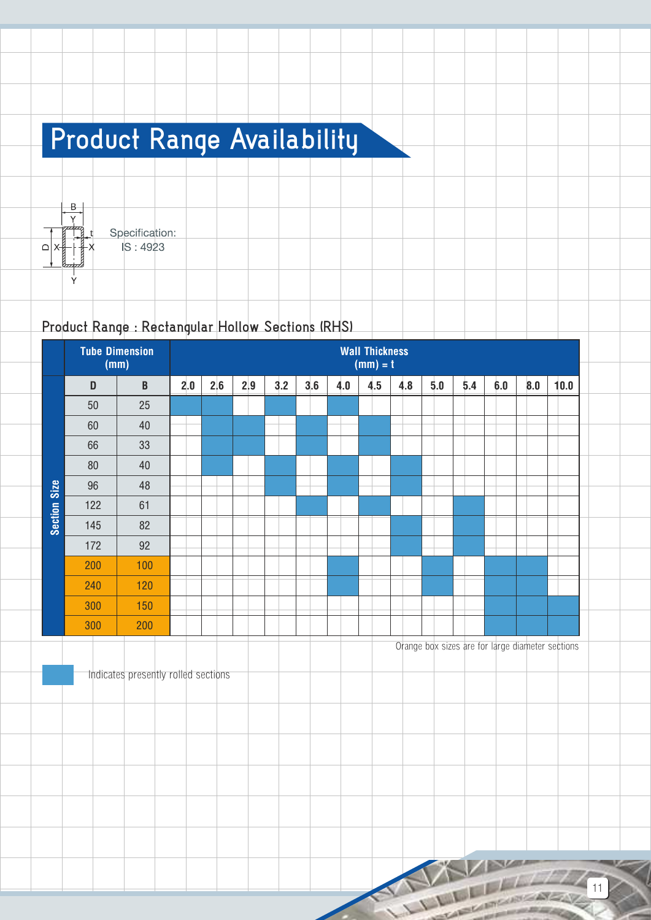# Product Range Availability

Specification:
IS : 4923

## Product Range : Rectangular Hollow Sections (RHS)

| | Tube Dimension (mm) | | Wall Thickness (mm) = t | | | | | | | | | | | | |
|---|---|---|---|---|---|---|---|---|---|---|---|---|---|---|---|
| | D | B | 2.0 | 2.6 | 2.9 | 3.2 | 3.6 | 4.0 | 4.5 | 4.8 | 5.0 | 5.4 | 6.0 | 8.0 | 10.0 |
| Section Size | 50 | 25 | ■ | ■ | | ■ | | ■ | | | | | | | |
| | 60 | 40 | | ■ | ■ | | ■ | | ■ | | | | | | |
| | 66 | 33 | | ■ | ■ | | ■ | | ■ | | | | | | |
| | 80 | 40 | | ■ | | ■ | | ■ | | ■ | | | | | |
| | 96 | 48 | | | | ■ | | ■ | | ■ | | | | | |
| | 122 | 61 | | | | | ■ | | ■ | | | ■ | | | |
| | 145 | 82 | | | | | | | | ■ | | ■ | | | |
| | 172 | 92 | | | | | | | | ■ | | ■ | | | |
| | 200* | 100* | | | | | | ■ | | | ■ | | ■ | ■ | |
| | 240* | 120* | | | | | | ■ | | | ■ | | ■ | ■ | |
| | 300* | 150* | | | | | | | | | | | ■ | ■ | ■ |
| | 300* | 200* | | | | | | | | | | | ■ | ■ | ■ |

*Orange box sizes are for large diameter sections

■ Indicates presently rolled sections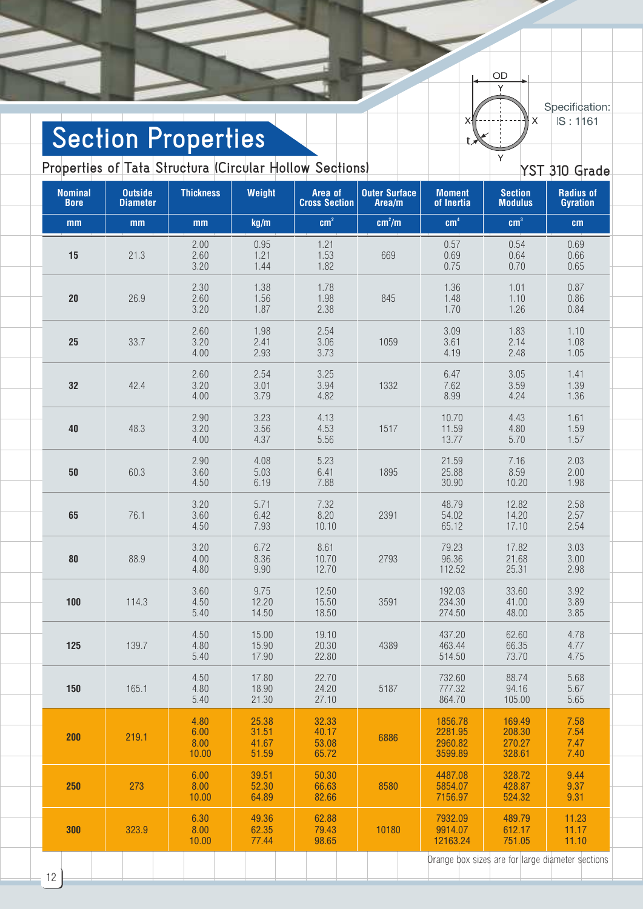# Section Properties

## Properties of Tata Structura (Circular Hollow Sections)

Specification: IS : 1161

YST 310 Grade

| Nominal Bore | Outside Diameter | Thickness | Weight | Area of Cross Section | Outer Surface Area/m | Moment of Inertia | Section Modulus | Radius of Gyration |
|---|---|---|---|---|---|---|---|---|
| mm | mm | mm | kg/m | $cm^2$ | $cm^2/m$ | $cm^4$ | $cm^3$ | cm |
| 15 | 21.3 | 2.00 | 0.95 | 1.21 | 669 | 0.57 | 0.54 | 0.69 |
| | | 2.60 | 1.21 | 1.53 | | 0.69 | 0.64 | 0.66 |
| | | 3.20 | 1.44 | 1.82 | | 0.75 | 0.70 | 0.65 |
| 20 | 26.9 | 2.30 | 1.38 | 1.78 | 845 | 1.36 | 1.01 | 0.87 |
| | | 2.60 | 1.56 | 1.98 | | 1.48 | 1.10 | 0.86 |
| | | 3.20 | 1.87 | 2.38 | | 1.70 | 1.26 | 0.84 |
| 25 | 33.7 | 2.60 | 1.98 | 2.54 | 1059 | 3.09 | 1.83 | 1.10 |
| | | 3.20 | 2.41 | 3.06 | | 3.61 | 2.14 | 1.08 |
| | | 4.00 | 2.93 | 3.73 | | 4.19 | 2.48 | 1.05 |
| 32 | 42.4 | 2.60 | 2.54 | 3.25 | 1332 | 6.47 | 3.05 | 1.41 |
| | | 3.20 | 3.01 | 3.94 | | 7.62 | 3.59 | 1.39 |
| | | 4.00 | 3.79 | 4.82 | | 8.99 | 4.24 | 1.36 |
| 40 | 48.3 | 2.90 | 3.23 | 4.13 | 1517 | 10.70 | 4.43 | 1.61 |
| | | 3.20 | 3.56 | 4.53 | | 11.59 | 4.80 | 1.59 |
| | | 4.00 | 4.37 | 5.56 | | 13.77 | 5.70 | 1.57 |
| 50 | 60.3 | 2.90 | 4.08 | 5.23 | 1895 | 21.59 | 7.16 | 2.03 |
| | | 3.60 | 5.03 | 6.41 | | 25.88 | 8.59 | 2.00 |
| | | 4.50 | 6.19 | 7.88 | | 30.90 | 10.20 | 1.98 |
| 65 | 76.1 | 3.20 | 5.71 | 7.32 | 2391 | 48.79 | 12.82 | 2.58 |
| | | 3.60 | 6.42 | 8.20 | | 54.02 | 14.20 | 2.57 |
| | | 4.50 | 7.93 | 10.10 | | 65.12 | 17.10 | 2.54 |
| 80 | 88.9 | 3.20 | 6.72 | 8.61 | 2793 | 79.23 | 17.82 | 3.03 |
| | | 4.00 | 8.36 | 10.70 | | 96.36 | 21.68 | 3.00 |
| | | 4.80 | 9.90 | 12.70 | | 112.52 | 25.31 | 2.98 |
| 100 | 114.3 | 3.60 | 9.75 | 12.50 | 3591 | 192.03 | 33.60 | 3.92 |
| | | 4.50 | 12.20 | 15.50 | | 234.30 | 41.00 | 3.89 |
| | | 5.40 | 14.50 | 18.50 | | 274.50 | 48.00 | 3.85 |
| 125 | 139.7 | 4.50 | 15.00 | 19.10 | 4389 | 437.20 | 62.60 | 4.78 |
| | | 4.80 | 15.90 | 20.30 | | 463.44 | 66.35 | 4.77 |
| | | 5.40 | 17.90 | 22.80 | | 514.50 | 73.70 | 4.75 |
| 150 | 165.1 | 4.50 | 17.80 | 22.70 | 5187 | 732.60 | 88.74 | 5.68 |
| | | 4.80 | 18.90 | 24.20 | | 777.32 | 94.16 | 5.67 |
| | | 5.40 | 21.30 | 27.10 | | 864.70 | 105.00 | 5.65 |
| 200 | 219.1 | 4.80 | 25.38 | 32.33 | 6886 | 1856.78 | 169.49 | 7.58 |
| | | 6.00 | 31.51 | 40.17 | | 2281.95 | 208.30 | 7.54 |
| | | 8.00 | 41.67 | 53.08 | | 2960.82 | 270.27 | 7.47 |
| | | 10.00 | 51.59 | 65.72 | | 3599.89 | 328.61 | 7.40 |
| 250 | 273 | 6.00 | 39.51 | 50.30 | 8580 | 4487.08 | 328.72 | 9.44 |
| | | 8.00 | 52.30 | 66.63 | | 5854.07 | 428.87 | 9.37 |
| | | 10.00 | 64.89 | 82.66 | | 7156.97 | 524.32 | 9.31 |
| 300 | 323.9 | 6.30 | 49.36 | 62.88 | 10180 | 7932.09 | 489.79 | 11.23 |
| | | 8.00 | 62.35 | 79.43 | | 9914.07 | 612.17 | 11.17 |
| | | 10.00 | 77.44 | 98.65 | | 12163.24 | 751.05 | 11.10 |

Orange box sizes are for large diameter sections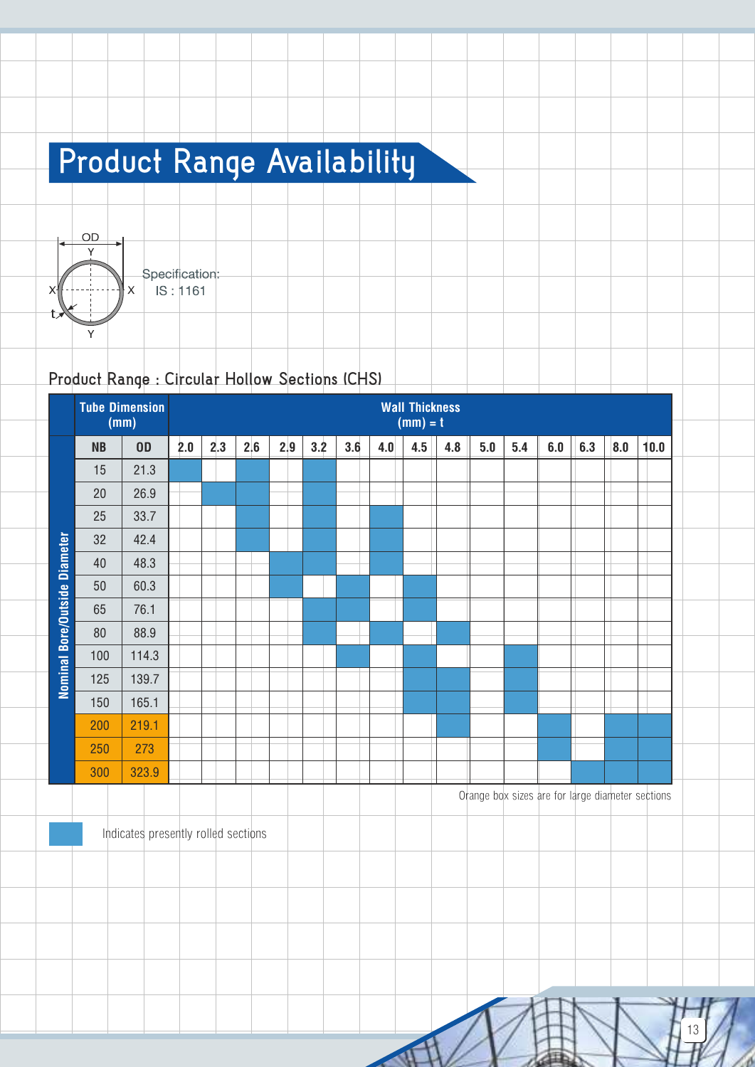# Product Range Availability

Specification:
IS : 1161

## Product Range : Circular Hollow Sections (CHS)

| Tube Dimension (mm) | | Wall Thickness (mm) = t | | | | | | | | | | | | | | |
|---|---|---|---|---|---|---|---|---|---|---|---|---|---|---|---|---|
| **NB** | **OD** | **2.0** | **2.3** | **2.6** | **2.9** | **3.2** | **3.6** | **4.0** | **4.5** | **4.8** | **5.0** | **5.4** | **6.0** | **6.3** | **8.0** | **10.0** |
| 15 | 21.3 | ■ | | ■ | | ■ | | | | | | | | | | |
| 20 | 26.9 | | ■ | ■ | | ■ | | | | | | | | | | |
| 25 | 33.7 | | | ■ | | ■ | | ■ | | | | | | | | |
| 32 | 42.4 | | | ■ | | ■ | | ■ | | | | | | | | |
| 40 | 48.3 | | | | ■ | ■ | | ■ | | | | | | | | |
| 50 | 60.3 | | | | ■ | | ■ | | ■ | | | | | | | |
| 65 | 76.1 | | | | | ■ | ■ | | ■ | | | | | | | |
| 80 | 88.9 | | | | | ■ | | ■ | | ■ | | | | | | |
| 100 | 114.3 | | | | | | ■ | | ■ | | | ■ | | | | |
| 125 | 139.7 | | | | | | | | ■ | ■ | | ■ | | | | |
| 150 | 165.1 | | | | | | | | ■ | ■ | | ■ | | | | |
| 200 | 219.1 | | | | | | | | | ■ | | | ■ | | ■ | ■ |
| 250 | 273 | | | | | | | | | | | | ■ | | ■ | ■ |
| 300 | 323.9 | | | | | | | | | | | | | ■ | ■ | ■ |

Nominal Bore/Outside Diameter

Orange box sizes are for large diameter sections (NB 200, 250, 300)

■ Indicates presently rolled sections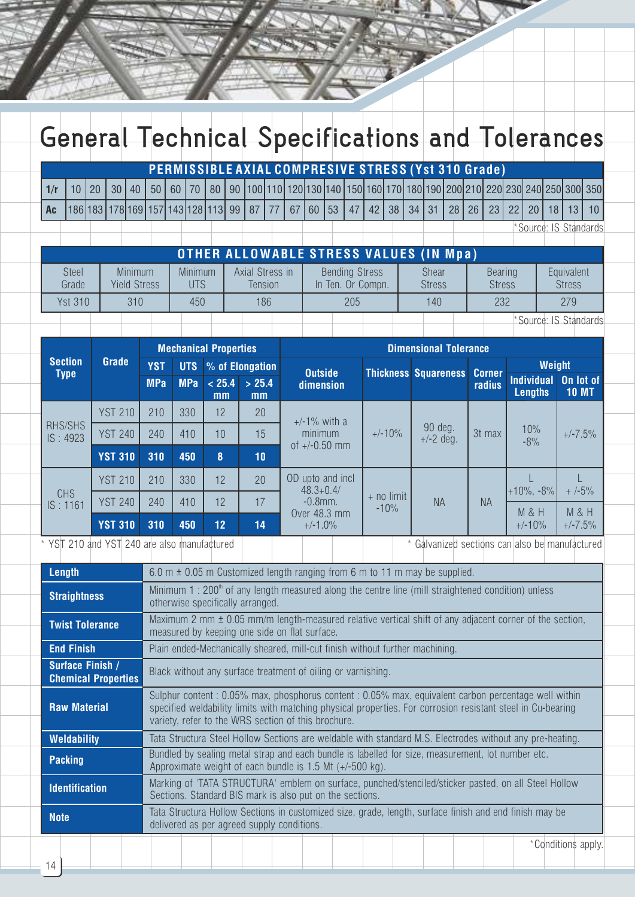# General Technical Specifications and Tolerances

| PERMISSIBLE AXIAL COMPRESIVE STRESS (Yst 310 Grade) | | | | | | | | | | | | | | | | | | | | | | | | | | | |
|---|---|---|---|---|---|---|---|---|---|---|---|---|---|---|---|---|---|---|---|---|---|---|---|---|---|---|---|
| 1/r | 10 | 20 | 30 | 40 | 50 | 60 | 70 | 80 | 90 | 100 | 110 | 120 | 130 | 140 | 150 | 160 | 170 | 180 | 190 | 200 | 210 | 220 | 230 | 240 | 250 | 300 | 350 |
| Ac | 186 | 183 | 178 | 169 | 157 | 143 | 128 | 113 | 99 | 87 | 77 | 67 | 60 | 53 | 47 | 42 | 38 | 34 | 31 | 28 | 26 | 23 | 22 | 20 | 18 | 13 | 10 |

*Source: IS Standards

| OTHER ALLOWABLE STRESS VALUES (IN Mpa) | | | | | | | |
|---|---|---|---|---|---|---|---|
| Steel Grade | Minimum Yield Stress | Minimum UTS | Axial Stress in Tension | Bending Stress In Ten. Or Compn. | Shear Stress | Bearing Stress | Equivalent Stress |
| Yst 310 | 310 | 450 | 186 | 205 | 140 | 232 | 279 |

*Source: IS Standards

| Section Type | Grade | Mechanical Properties | | | | Dimensional Tolerance | | | | | |
|---|---|---|---|---|---|---|---|---|---|---|---|
| | | YST MPa | UTS MPa | % of Elongation < 25.4 mm | % of Elongation > 25.4 mm | Outside dimension | Thickness | Squareness | Corner radius | Weight Individual Lengths | Weight On lot of 10 MT |
| RHS/SHS IS : 4923 | YST 210 | 210 | 330 | 12 | 20 | +/-1% with a minimum of +/-0.50 mm | +/-10% | 90 deg. +/-2 deg. | 3t max | 10% -8% | +/-7.5% |
| | YST 240 | 240 | 410 | 10 | 15 | | | | | | |
| | **YST 310** | **310** | **450** | **8** | **10** | | | | | | |
| CHS IS : 1161 | YST 210 | 210 | 330 | 12 | 20 | OD upto and incl 48.3+0.4/ -0.8mm. Over 48.3 mm +/-1.0% | + no limit -10% | NA | NA | L +10%, -8% | L + /-5% |
| | YST 240 | 240 | 410 | 12 | 17 | | | | | M & H +/-10% | M & H +/-7.5% |
| | **YST 310** | **310** | **450** | **12** | **14** | | | | | | |

\* YST 210 and YST 240 are also manufactured

\* Galvanized sections can also be manufactured

| | |
|---|---|
| **Length** | 6.0 m ± 0.05 m Customized length ranging from 6 m to 11 m may be supplied. |
| **Straightness** | Minimum 1 : 200th of any length measured along the centre line (mill straightened condition) unless otherwise specifically arranged. |
| **Twist Tolerance** | Maximum 2 mm ± 0.05 mm/m length-measured relative vertical shift of any adjacent corner of the section, measured by keeping one side on flat surface. |
| **End Finish** | Plain ended-Mechanically sheared, mill-cut finish without further machining. |
| **Surface Finish / Chemical Properties** | Black without any surface treatment of oiling or varnishing. |
| **Raw Material** | Sulphur content : 0.05% max, phosphorus content : 0.05% max, equivalent carbon percentage well within specified weldability limits with matching physical properties. For corrosion resistant steel in Cu-bearing variety, refer to the WRS section of this brochure. |
| **Weldability** | Tata Structura Steel Hollow Sections are weldable with standard M.S. Electrodes without any pre-heating. |
| **Packing** | Bundled by sealing metal strap and each bundle is labelled for size, measurement, lot number etc. Approximate weight of each bundle is 1.5 Mt (+/-500 kg). |
| **Identification** | Marking of 'TATA STRUCTURA' emblem on surface, punched/stenciled/sticker pasted, on all Steel Hollow Sections. Standard BIS mark is also put on the sections. |
| **Note** | Tata Structura Hollow Sections in customized size, grade, length, surface finish and end finish may be delivered as per agreed supply conditions. |

*Conditions apply.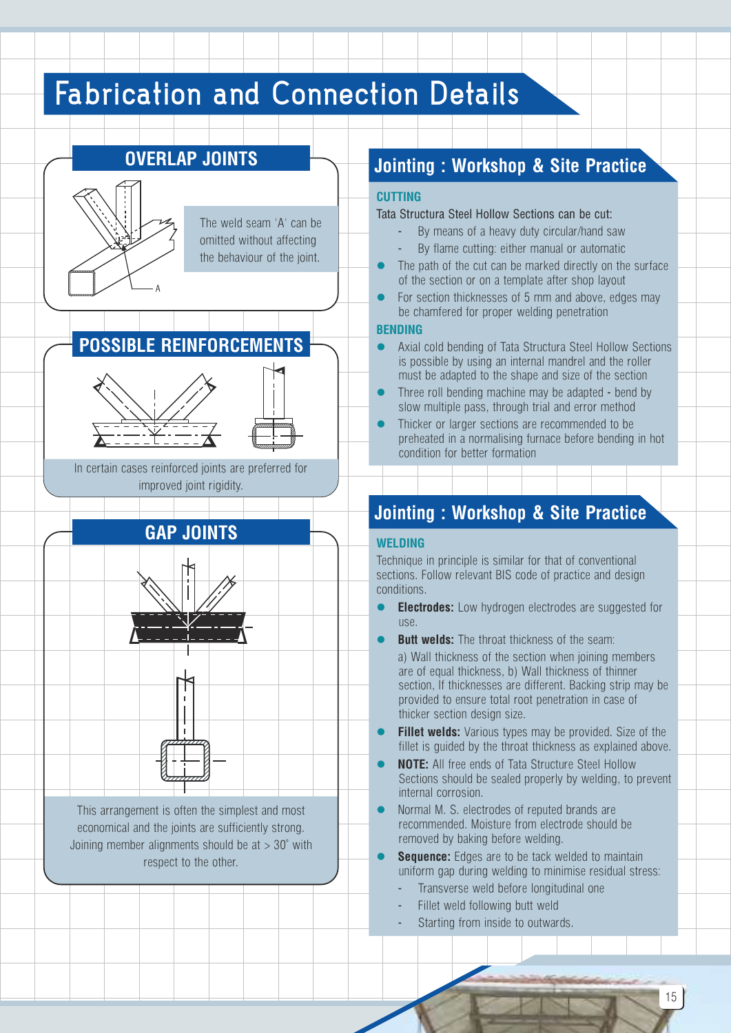# Fabrication and Connection Details

## OVERLAP JOINTS

A

The weld seam 'A' can be omitted without affecting the behaviour of the joint.

## POSSIBLE REINFORCEMENTS

In certain cases reinforced joints are preferred for improved joint rigidity.

## GAP JOINTS

This arrangement is often the simplest and most economical and the joints are sufficiently strong. Joining member alignments should be at > 30° with respect to the other.

## Jointing : Workshop & Site Practice

### CUTTING

Tata Structura Steel Hollow Sections can be cut:

- By means of a heavy duty circular/hand saw
- By flame cutting: either manual or automatic

- The path of the cut can be marked directly on the surface of the section or on a template after shop layout
- For section thicknesses of 5 mm and above, edges may be chamfered for proper welding penetration

### BENDING

- Axial cold bending of Tata Structura Steel Hollow Sections is possible by using an internal mandrel and the roller must be adapted to the shape and size of the section
- Three roll bending machine may be adapted - bend by slow multiple pass, through trial and error method
- Thicker or larger sections are recommended to be preheated in a normalising furnace before bending in hot condition for better formation

## Jointing : Workshop & Site Practice

### WELDING

Technique in principle is similar for that of conventional sections. Follow relevant BIS code of practice and design conditions.

- **Electrodes:** Low hydrogen electrodes are suggested for use.
- **Butt welds:** The throat thickness of the seam:

  a) Wall thickness of the section when joining members are of equal thickness, b) Wall thickness of thinner section, If thicknesses are different. Backing strip may be provided to ensure total root penetration in case of thicker section design size.
- **Fillet welds:** Various types may be provided. Size of the fillet is guided by the throat thickness as explained above.
- **NOTE:** All free ends of Tata Structure Steel Hollow Sections should be sealed properly by welding, to prevent internal corrosion.
- Normal M. S. electrodes of reputed brands are recommended. Moisture from electrode should be removed by baking before welding.
- **Sequence:** Edges are to be tack welded to maintain uniform gap during welding to minimise residual stress:
  - Transverse weld before longitudinal one
  - Fillet weld following butt weld
  - Starting from inside to outwards.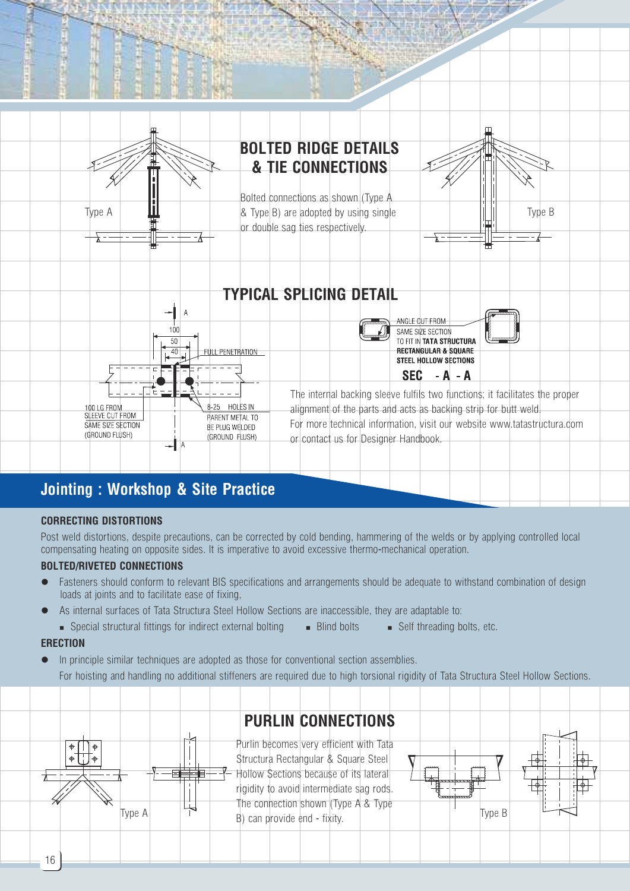## BOLTED RIDGE DETAILS & TIE CONNECTIONS

Type A

Bolted connections as shown (Type A & Type B) are adopted by using single or double sag ties respectively.

Type B

## TYPICAL SPLICING DETAIL

100

50

40

FULL PENETRATION

A

100 LG FROM SLEEVE CUT FROM SAME SIZE SECTION (GROUND FLUSH)

8-25 HOLES IN PARENT METAL TO BE PLUG WELDED (GROUND FLUSH)

ANGLE CUT FROM SAME SIZE SECTION TO FIT IN **TATA STRUCTURA RECTANGULAR & SQUARE STEEL HOLLOW SECTIONS**

**SEC - A - A**

The internal backing sleeve fulfils two functions; it facilitates the proper alignment of the parts and acts as backing strip for butt weld.

For more technical information, visit our website www.tatastructura.com or contact us for Designer Handbook.

## Jointing : Workshop & Site Practice

### CORRECTING DISTORTIONS

Post weld distortions, despite precautions, can be corrected by cold bending, hammering of the welds or by applying controlled local compensating heating on opposite sides. It is imperative to avoid excessive thermo-mechanical operation.

### BOLTED/RIVETED CONNECTIONS

- Fasteners should conform to relevant BIS specifications and arrangements should be adequate to withstand combination of design loads at joints and to facilitate ease of fixing,
- As internal surfaces of Tata Structura Steel Hollow Sections are inaccessible, they are adaptable to:
  - Special structural fittings for indirect external bolting
  - Blind bolts
  - Self threading bolts, etc.

### ERECTION

- In principle similar techniques are adopted as those for conventional section assemblies.

  For hoisting and handling no additional stiffeners are required due to high torsional rigidity of Tata Structura Steel Hollow Sections.

## PURLIN CONNECTIONS

Type A

Purlin becomes very efficient with Tata Structura Rectangular & Square Steel Hollow Sections because of its lateral rigidity to avoid intermediate sag rods. The connection shown (Type A & Type B) can provide end - fixity.

Type B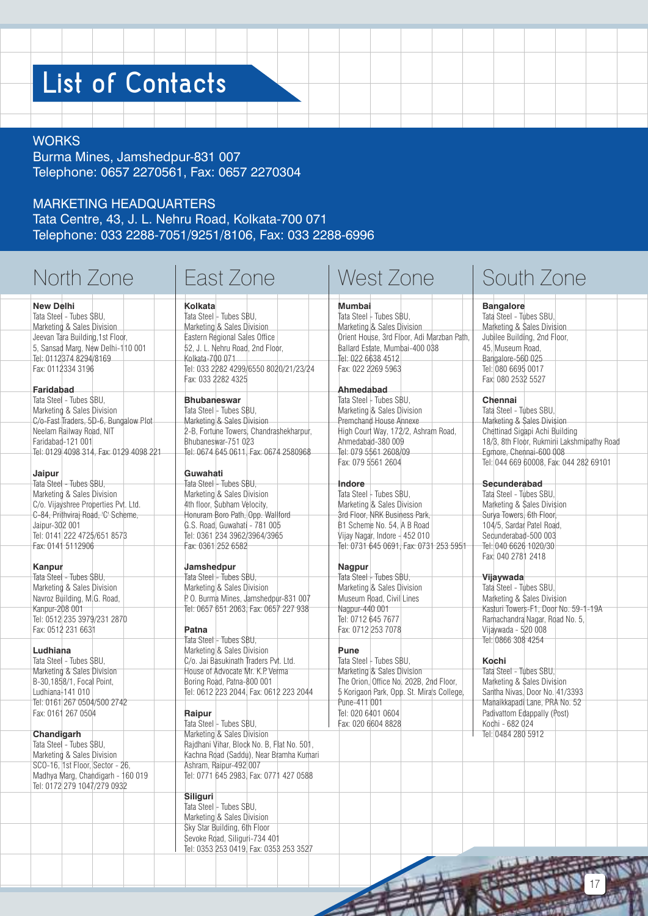# List of Contacts

WORKS
Burma Mines, Jamshedpur-831 007
Telephone: 0657 2270561, Fax: 0657 2270304

MARKETING HEADQUARTERS
Tata Centre, 43, J. L. Nehru Road, Kolkata-700 071
Telephone: 033 2288-7051/9251/8106, Fax: 033 2288-6996

## North Zone

**New Delhi**
Tata Steel - Tubes SBU,
Marketing & Sales Division
Jeevan Tara Building,1st Floor,
5, Sansad Marg, New Delhi-110 001
Tel: 0112374 8294/8169
Fax: 0112334 3196

**Faridabad**
Tata Steel - Tubes SBU,
Marketing & Sales Division
C/o-Fast Traders, 5D-6, Bungalow Plot
Neelam Railway Road, NIT
Faridabad-121 001
Tel: 0129 4098 314, Fax: 0129 4098 221

**Jaipur**
Tata Steel - Tubes SBU,
Marketing & Sales Division
C/o. Vijayshree Properties Pvt. Ltd.
C-84, Prithviraj Road, 'C' Scheme,
Jaipur-302 001
Tel: 0141 222 4725/651 8573
Fax: 0141 5112906

**Kanpur**
Tata Steel - Tubes SBU,
Marketing & Sales Division
Navroz Building, M.G. Road,
Kanpur-208 001
Tel: 0512 235 3979/231 2870
Fax: 0512 231 6631

**Ludhiana**
Tata Steel - Tubes SBU,
Marketing & Sales Division
B-30,1858/1, Focal Point,
Ludhiana-141 010
Tel: 0161 267 0504/500 2742
Fax: 0161 267 0504

**Chandigarh**
Tata Steel - Tubes SBU,
Marketing & Sales Division
SCO-16, 1st Floor, Sector - 26,
Madhya Marg, Chandigarh - 160 019
Tel: 0172 279 1047/279 0932

## East Zone

**Kolkata**
Tata Steel - Tubes SBU,
Marketing & Sales Division
Eastern Regional Sales Office
52, J. L. Nehru Road, 2nd Floor,
Kolkata-700 071
Tel: 033 2282 4299/6550 8020/21/23/24
Fax: 033 2282 4325

**Bhubaneswar**
Tata Steel - Tubes SBU,
Marketing & Sales Division
2-B, Fortune Towers, Chandrashekharpur,
Bhubaneswar-751 023
Tel: 0674 645 0611, Fax: 0674 2580968

**Guwahati**
Tata Steel - Tubes SBU,
Marketing & Sales Division
4th floor, Subham Velocity,
Honuram Boro Path, Opp. Wallford
G.S. Road, Guwahati - 781 005
Tel: 0361 234 3962/3964/3965
Fax: 0361 252 6582

**Jamshedpur**
Tata Steel - Tubes SBU,
Marketing & Sales Division
P.O. Burma Mines, Jamshedpur-831 007
Tel: 0657 651 2063, Fax: 0657 227 938

**Patna**
Tata Steel - Tubes SBU,
Marketing & Sales Division
C/o. Jai Basukinath Traders Pvt. Ltd.
House of Advocate Mr. K.P. Verma
Boring Road, Patna-800 001
Tel: 0612 223 2044, Fax: 0612 223 2044

**Raipur**
Tata Steel - Tubes SBU,
Marketing & Sales Division
Rajdhani Vihar, Block No. B, Flat No. 501,
Kachna Road (Saddu), Near Bramha Kumari
Ashram, Raipur-492 007
Tel: 0771 645 2983, Fax: 0771 427 0588

**Siliguri**
Tata Steel - Tubes SBU,
Marketing & Sales Division
Sky Star Building, 6th Floor
Sevoke Road, Siliguri-734 401
Tel: 0353 253 0419, Fax: 0353 253 3527

## West Zone

**Mumbai**
Tata Steel - Tubes SBU,
Marketing & Sales Division
Orient House, 3rd Floor, Adi Marzban Path,
Ballard Estate, Mumbai-400 038
Tel: 022 6638 4512
Fax: 022 2269 5963

**Ahmedabad**
Tata Steel - Tubes SBU,
Marketing & Sales Division
Premchand House Annexe
High Court Way, 172/2, Ashram Road,
Ahmedabad-380 009
Tel: 079 5561 2608/09
Fax: 079 5561 2604

**Indore**
Tata Steel - Tubes SBU,
Marketing & Sales Division
3rd Floor, NRK Business Park,
B1 Scheme No. 54, A B Road
Vijay Nagar, Indore - 452 010
Tel: 0731 645 0691, Fax: 0731 253 5951

**Nagpur**
Tata Steel - Tubes SBU,
Marketing & Sales Division
Museum Road, Civil Lines
Nagpur-440 001
Tel: 0712 645 7677
Fax: 0712 253 7078

**Pune**
Tata Steel - Tubes SBU,
Marketing & Sales Division
The Orion, Office No. 202B, 2nd Floor,
5 Korigaon Park, Opp. St. Mira's College,
Pune-411 001
Tel: 020 6401 0604
Fax: 020 6604 8828

## South Zone

**Bangalore**
Tata Steel - Tubes SBU,
Marketing & Sales Division
Jubilee Building, 2nd Floor,
45, Museum Road,
Bangalore-560 025
Tel: 080 6695 0017
Fax: 080 2532 5527

**Chennai**
Tata Steel - Tubes SBU,
Marketing & Sales Division
Chettinad Sigapi Achi Building
18/3, 8th Floor, Rukmini Lakshmipathy Road
Egmore, Chennai-600 008
Tel: 044 669 60008, Fax: 044 282 69101

**Secunderabad**
Tata Steel - Tubes SBU,
Marketing & Sales Division
Surya Towers, 6th Floor,
104/5, Sardar Patel Road,
Secunderabad-500 003
Tel: 040 6626 1020/30
Fax: 040 2781 2418

**Vijaywada**
Tata Steel - Tubes SBU,
Marketing & Sales Division
Kasturi Towers-F1, Door No. 59-1-19A
Ramachandra Nagar, Road No. 5,
Vijaywada - 520 008
Tel: 0866 308 4254

**Kochi**
Tata Steel - Tubes SBU,
Marketing & Sales Division
Santha Nivas, Door No. 41/3393
Manaikkapadi Lane, PRA No. 52
Padivattom Edappally (Post)
Kochi - 682 024
Tel: 0484 280 5912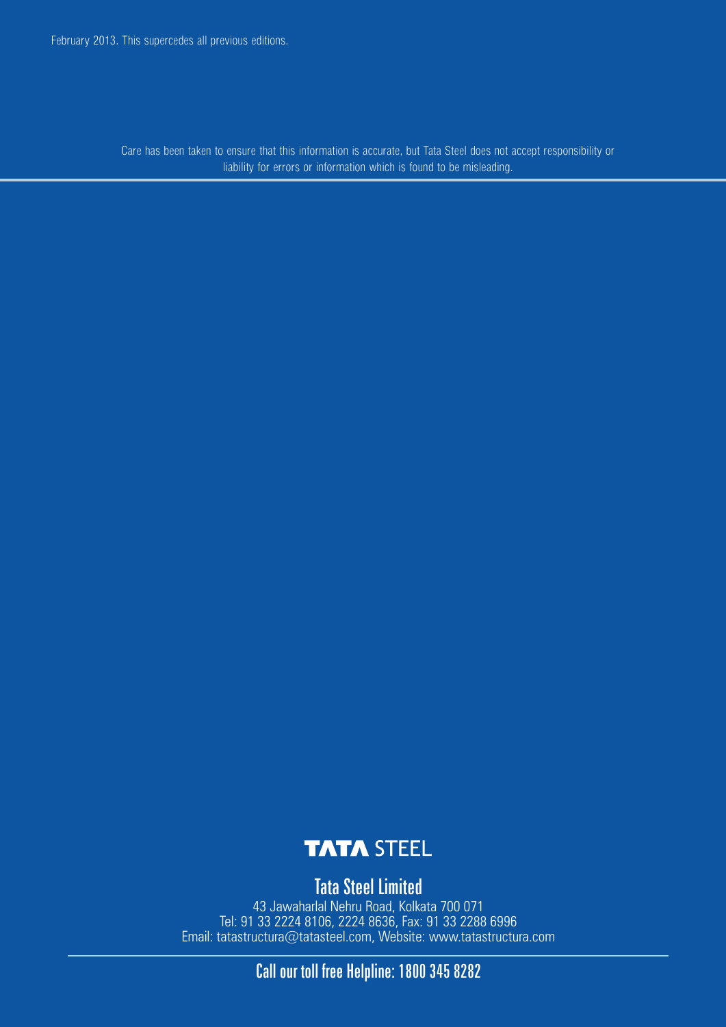February 2013. This supercedes all previous editions.

Care has been taken to ensure that this information is accurate, but Tata Steel does not accept responsibility or liability for errors or information which is found to be misleading.

**TATA STEEL**

## Tata Steel Limited

43 Jawaharlal Nehru Road, Kolkata 700 071
Tel: 91 33 2224 8106, 2224 8636, Fax: 91 33 2288 6996
Email: tatastructura@tatasteel.com, Website: www.tatastructura.com

**Call our toll free Helpline: 1800 345 8282**